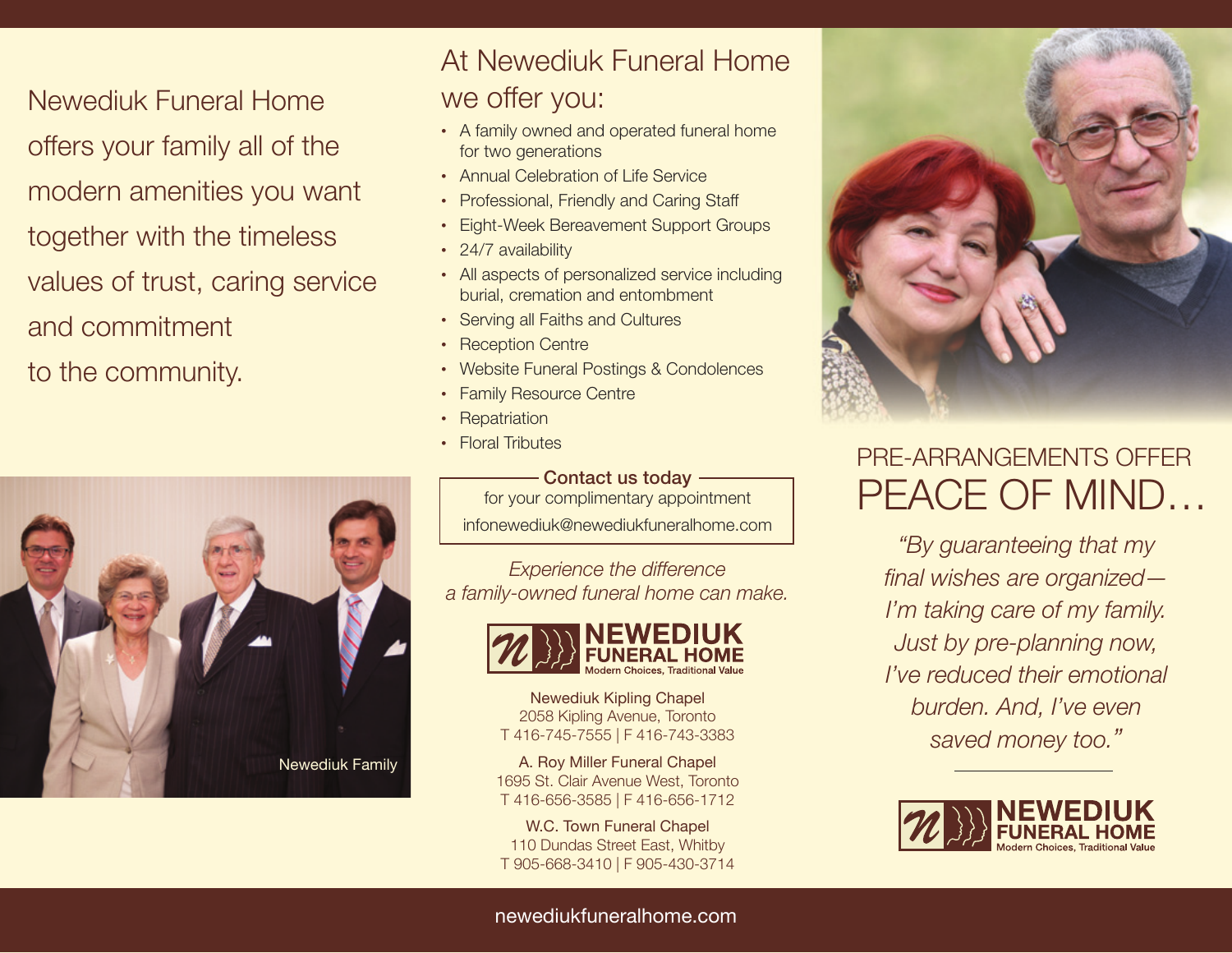Newediuk Funeral Home offers your family all of the modern amenities you want together with the timeless values of trust, caring service and commitment to the community.

Newediuk Family

## At Newediuk Funeral Home we offer you:

- A family owned and operated funeral home for two generations
- Annual Celebration of Life Service
- Professional, Friendly and Caring Staff
- Eight-Week Bereavement Support Groups
- 24/7 availability
- All aspects of personalized service including burial, cremation and entombment
- Serving all Faiths and Cultures
- Reception Centre
- Website Funeral Postings & Condolences
- Family Resource Centre
- Repatriation
- Floral Tributes

**Contact us today**
for your complimentary appointment
infonewediuk@newediukfuneralhome.com

*Experience the difference a family-owned funeral home can make.*

**NEWEDIUK FUNERAL HOME**
Modern Choices, Traditional Value

Newediuk Kipling Chapel
2058 Kipling Avenue, Toronto
T 416-745-7555 | F 416-743-3383

A. Roy Miller Funeral Chapel
1695 St. Clair Avenue West, Toronto
T 416-656-3585 | F 416-656-1712

W.C. Town Funeral Chapel
110 Dundas Street East, Whitby
T 905-668-3410 | F 905-430-3714

## PRE-ARRANGEMENTS OFFER PEACE OF MIND…

*"By guaranteeing that my final wishes are organized— I'm taking care of my family. Just by pre-planning now, I've reduced their emotional burden. And, I've even saved money too."*

**NEWEDIUK FUNERAL HOME**
Modern Choices, Traditional Value

newediukfuneralhome.com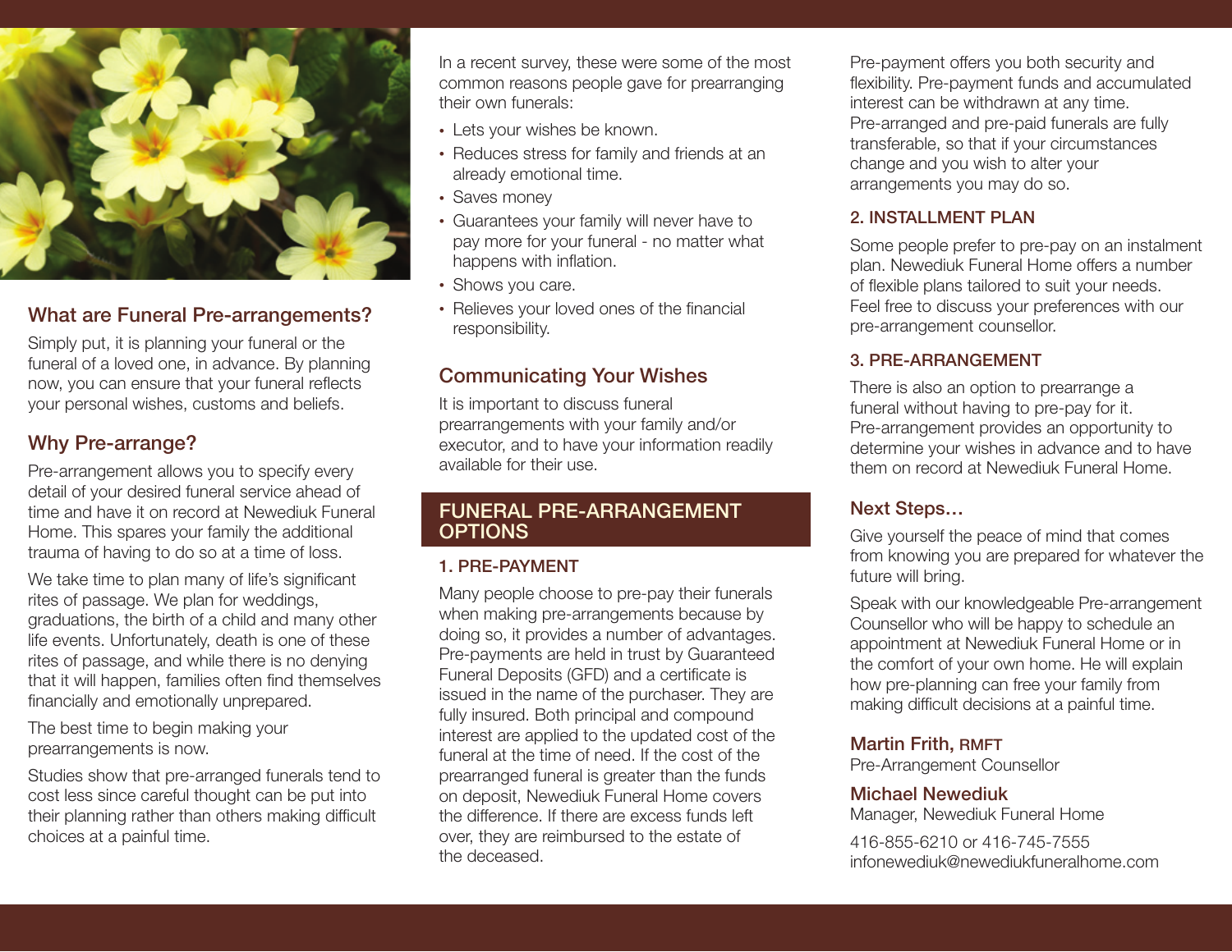## What are Funeral Pre-arrangements?

Simply put, it is planning your funeral or the funeral of a loved one, in advance. By planning now, you can ensure that your funeral reflects your personal wishes, customs and beliefs.

## Why Pre-arrange?

Pre-arrangement allows you to specify every detail of your desired funeral service ahead of time and have it on record at Newediuk Funeral Home. This spares your family the additional trauma of having to do so at a time of loss.

We take time to plan many of life's significant rites of passage. We plan for weddings, graduations, the birth of a child and many other life events. Unfortunately, death is one of these rites of passage, and while there is no denying that it will happen, families often find themselves financially and emotionally unprepared.

The best time to begin making your prearrangements is now.

Studies show that pre-arranged funerals tend to cost less since careful thought can be put into their planning rather than others making difficult choices at a painful time.

In a recent survey, these were some of the most common reasons people gave for prearranging their own funerals:

- Lets your wishes be known.
- Reduces stress for family and friends at an already emotional time.
- Saves money
- Guarantees your family will never have to pay more for your funeral - no matter what happens with inflation.
- Shows you care.
- Relieves your loved ones of the financial responsibility.

## Communicating Your Wishes

It is important to discuss funeral prearrangements with your family and/or executor, and to have your information readily available for their use.

## FUNERAL PRE-ARRANGEMENT OPTIONS

### 1. PRE-PAYMENT

Many people choose to pre-pay their funerals when making pre-arrangements because by doing so, it provides a number of advantages. Pre-payments are held in trust by Guaranteed Funeral Deposits (GFD) and a certificate is issued in the name of the purchaser. They are fully insured. Both principal and compound interest are applied to the updated cost of the funeral at the time of need. If the cost of the prearranged funeral is greater than the funds on deposit, Newediuk Funeral Home covers the difference. If there are excess funds left over, they are reimbursed to the estate of the deceased.

Pre-payment offers you both security and flexibility. Pre-payment funds and accumulated interest can be withdrawn at any time. Pre-arranged and pre-paid funerals are fully transferable, so that if your circumstances change and you wish to alter your arrangements you may do so.

### 2. INSTALLMENT PLAN

Some people prefer to pre-pay on an instalment plan. Newediuk Funeral Home offers a number of flexible plans tailored to suit your needs. Feel free to discuss your preferences with our pre-arrangement counsellor.

### 3. PRE-ARRANGEMENT

There is also an option to prearrange a funeral without having to pre-pay for it. Pre-arrangement provides an opportunity to determine your wishes in advance and to have them on record at Newediuk Funeral Home.

## Next Steps…

Give yourself the peace of mind that comes from knowing you are prepared for whatever the future will bring.

Speak with our knowledgeable Pre-arrangement Counsellor who will be happy to schedule an appointment at Newediuk Funeral Home or in the comfort of your own home. He will explain how pre-planning can free your family from making difficult decisions at a painful time.

**Martin Frith, RMFT**
Pre-Arrangement Counsellor

**Michael Newediuk**
Manager, Newediuk Funeral Home

416-855-6210 or 416-745-7555
infonewediuk@newediukfuneralhome.com